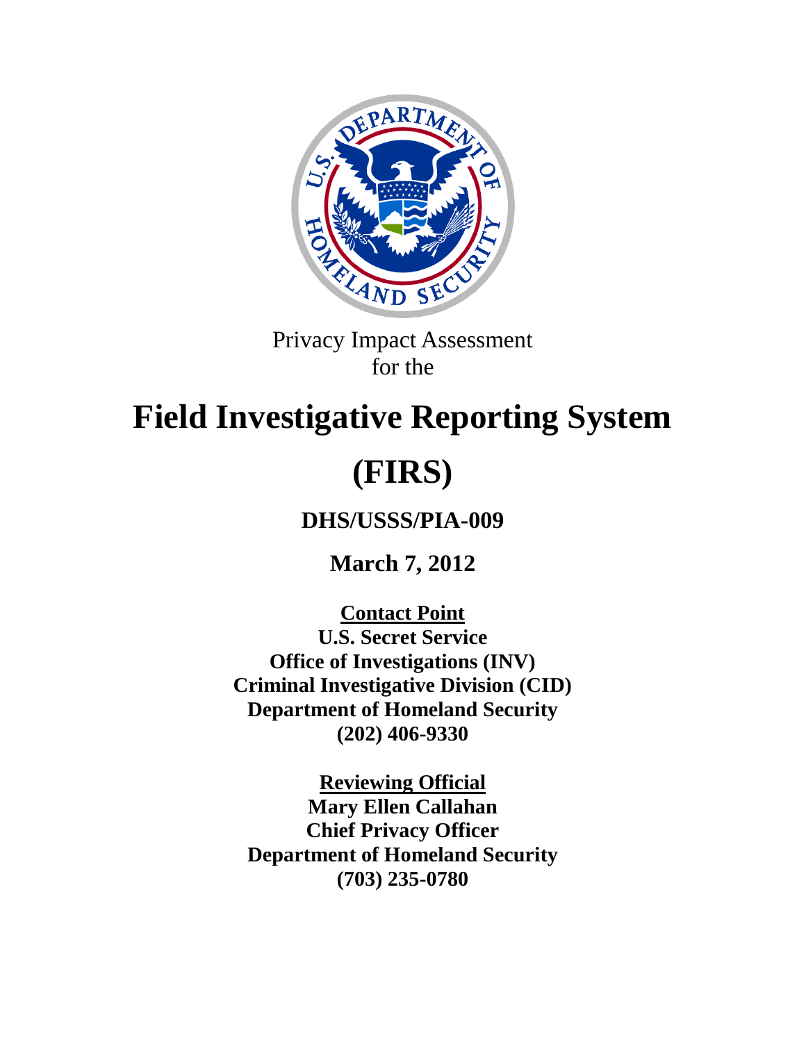Privacy Impact Assessment
for the

# Field Investigative Reporting System (FIRS)

## DHS/USSS/PIA-009

## March 7, 2012

**Contact Point**
**U.S. Secret Service**
**Office of Investigations (INV)**
**Criminal Investigative Division (CID)**
**Department of Homeland Security**
**(202) 406-9330**

**Reviewing Official**
**Mary Ellen Callahan**
**Chief Privacy Officer**
**Department of Homeland Security**
**(703) 235-0780**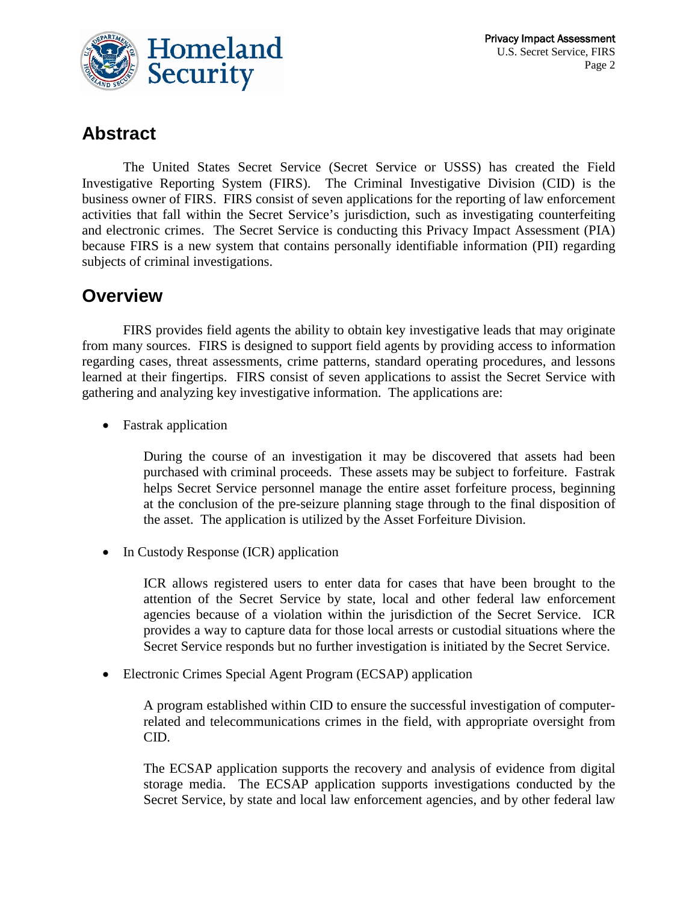## Abstract

The United States Secret Service (Secret Service or USSS) has created the Field Investigative Reporting System (FIRS). The Criminal Investigative Division (CID) is the business owner of FIRS. FIRS consist of seven applications for the reporting of law enforcement activities that fall within the Secret Service's jurisdiction, such as investigating counterfeiting and electronic crimes. The Secret Service is conducting this Privacy Impact Assessment (PIA) because FIRS is a new system that contains personally identifiable information (PII) regarding subjects of criminal investigations.

## Overview

FIRS provides field agents the ability to obtain key investigative leads that may originate from many sources. FIRS is designed to support field agents by providing access to information regarding cases, threat assessments, crime patterns, standard operating procedures, and lessons learned at their fingertips. FIRS consist of seven applications to assist the Secret Service with gathering and analyzing key investigative information. The applications are:

- Fastrak application

  During the course of an investigation it may be discovered that assets had been purchased with criminal proceeds. These assets may be subject to forfeiture. Fastrak helps Secret Service personnel manage the entire asset forfeiture process, beginning at the conclusion of the pre-seizure planning stage through to the final disposition of the asset. The application is utilized by the Asset Forfeiture Division.

- In Custody Response (ICR) application

  ICR allows registered users to enter data for cases that have been brought to the attention of the Secret Service by state, local and other federal law enforcement agencies because of a violation within the jurisdiction of the Secret Service. ICR provides a way to capture data for those local arrests or custodial situations where the Secret Service responds but no further investigation is initiated by the Secret Service.

- Electronic Crimes Special Agent Program (ECSAP) application

  A program established within CID to ensure the successful investigation of computer-related and telecommunications crimes in the field, with appropriate oversight from CID.

  The ECSAP application supports the recovery and analysis of evidence from digital storage media. The ECSAP application supports investigations conducted by the Secret Service, by state and local law enforcement agencies, and by other federal law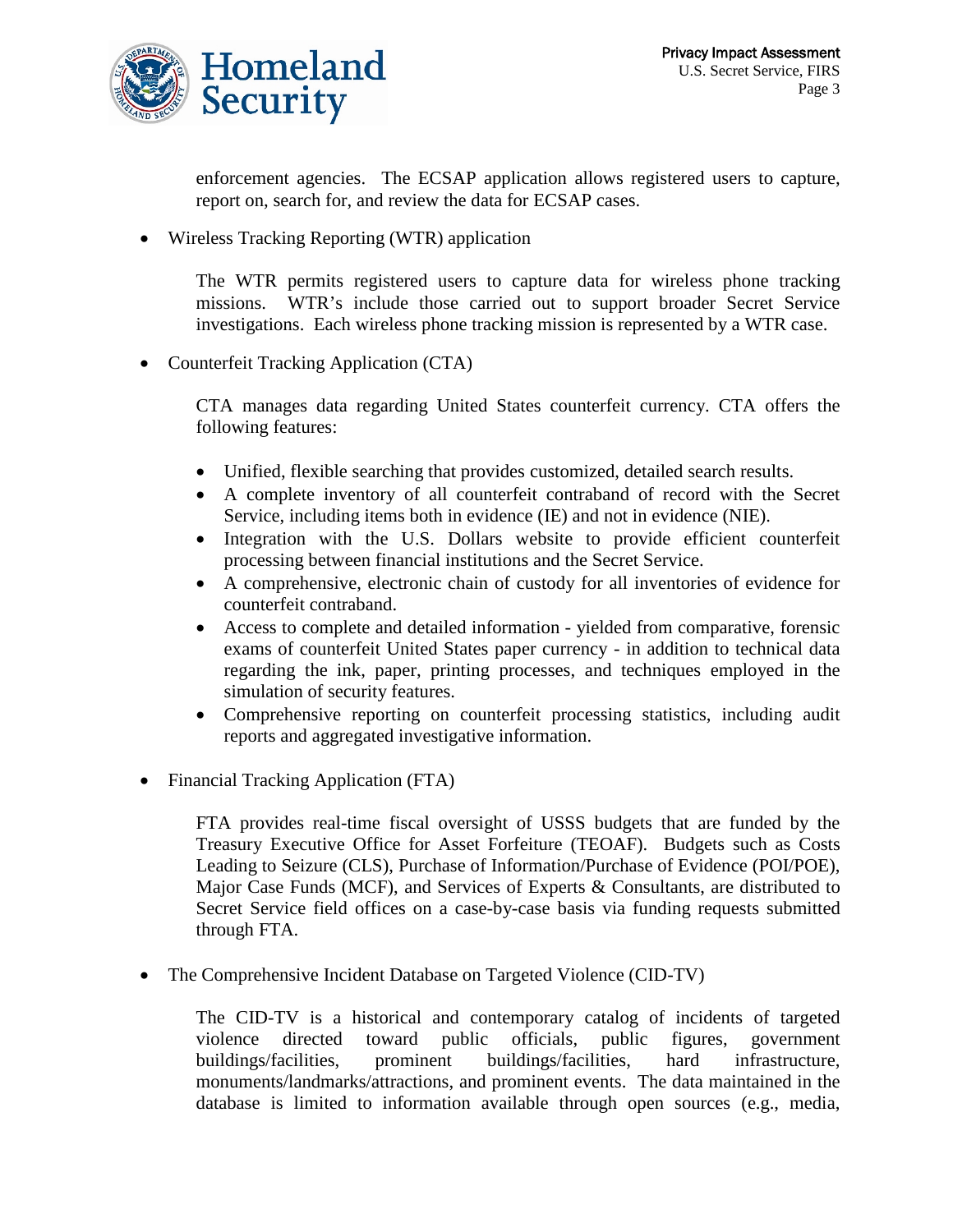enforcement agencies. The ECSAP application allows registered users to capture, report on, search for, and review the data for ECSAP cases.

- Wireless Tracking Reporting (WTR) application

  The WTR permits registered users to capture data for wireless phone tracking missions. WTR's include those carried out to support broader Secret Service investigations. Each wireless phone tracking mission is represented by a WTR case.

- Counterfeit Tracking Application (CTA)

  CTA manages data regarding United States counterfeit currency. CTA offers the following features:

  - Unified, flexible searching that provides customized, detailed search results.
  - A complete inventory of all counterfeit contraband of record with the Secret Service, including items both in evidence (IE) and not in evidence (NIE).
  - Integration with the U.S. Dollars website to provide efficient counterfeit processing between financial institutions and the Secret Service.
  - A comprehensive, electronic chain of custody for all inventories of evidence for counterfeit contraband.
  - Access to complete and detailed information - yielded from comparative, forensic exams of counterfeit United States paper currency - in addition to technical data regarding the ink, paper, printing processes, and techniques employed in the simulation of security features.
  - Comprehensive reporting on counterfeit processing statistics, including audit reports and aggregated investigative information.

- Financial Tracking Application (FTA)

  FTA provides real-time fiscal oversight of USSS budgets that are funded by the Treasury Executive Office for Asset Forfeiture (TEOAF). Budgets such as Costs Leading to Seizure (CLS), Purchase of Information/Purchase of Evidence (POI/POE), Major Case Funds (MCF), and Services of Experts & Consultants, are distributed to Secret Service field offices on a case-by-case basis via funding requests submitted through FTA.

- The Comprehensive Incident Database on Targeted Violence (CID-TV)

  The CID-TV is a historical and contemporary catalog of incidents of targeted violence directed toward public officials, public figures, government buildings/facilities, prominent buildings/facilities, hard infrastructure, monuments/landmarks/attractions, and prominent events. The data maintained in the database is limited to information available through open sources (e.g., media,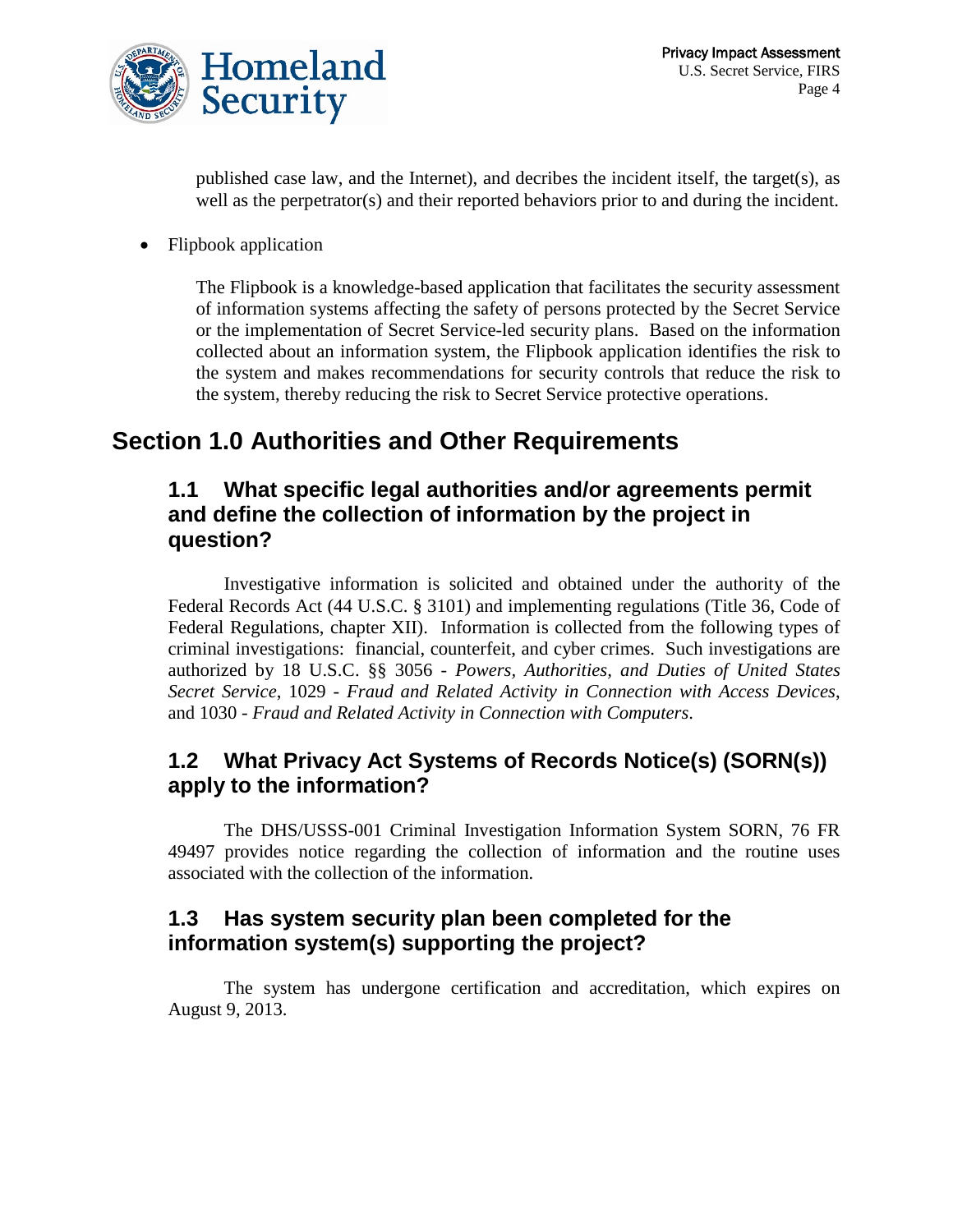published case law, and the Internet), and decribes the incident itself, the target(s), as well as the perpetrator(s) and their reported behaviors prior to and during the incident.

- Flipbook application

  The Flipbook is a knowledge-based application that facilitates the security assessment of information systems affecting the safety of persons protected by the Secret Service or the implementation of Secret Service-led security plans. Based on the information collected about an information system, the Flipbook application identifies the risk to the system and makes recommendations for security controls that reduce the risk to the system, thereby reducing the risk to Secret Service protective operations.

# Section 1.0 Authorities and Other Requirements

## 1.1 What specific legal authorities and/or agreements permit and define the collection of information by the project in question?

Investigative information is solicited and obtained under the authority of the Federal Records Act (44 U.S.C. § 3101) and implementing regulations (Title 36, Code of Federal Regulations, chapter XII). Information is collected from the following types of criminal investigations: financial, counterfeit, and cyber crimes. Such investigations are authorized by 18 U.S.C. §§ 3056 - *Powers, Authorities, and Duties of United States Secret Service*, 1029 - *Fraud and Related Activity in Connection with Access Devices*, and 1030 - *Fraud and Related Activity in Connection with Computers*.

## 1.2 What Privacy Act Systems of Records Notice(s) (SORN(s)) apply to the information?

The DHS/USSS-001 Criminal Investigation Information System SORN, 76 FR 49497 provides notice regarding the collection of information and the routine uses associated with the collection of the information.

## 1.3 Has system security plan been completed for the information system(s) supporting the project?

The system has undergone certification and accreditation, which expires on August 9, 2013.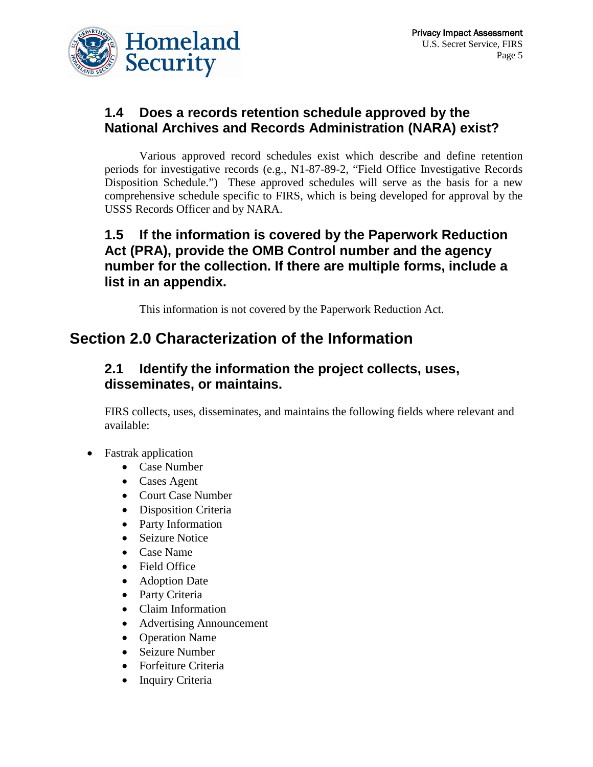### 1.4 Does a records retention schedule approved by the National Archives and Records Administration (NARA) exist?

Various approved record schedules exist which describe and define retention periods for investigative records (e.g., N1-87-89-2, "Field Office Investigative Records Disposition Schedule.") These approved schedules will serve as the basis for a new comprehensive schedule specific to FIRS, which is being developed for approval by the USSS Records Officer and by NARA.

### 1.5 If the information is covered by the Paperwork Reduction Act (PRA), provide the OMB Control number and the agency number for the collection. If there are multiple forms, include a list in an appendix.

This information is not covered by the Paperwork Reduction Act.

## Section 2.0 Characterization of the Information

### 2.1 Identify the information the project collects, uses, disseminates, or maintains.

FIRS collects, uses, disseminates, and maintains the following fields where relevant and available:

- Fastrak application
    - Case Number
    - Cases Agent
    - Court Case Number
    - Disposition Criteria
    - Party Information
    - Seizure Notice
    - Case Name
    - Field Office
    - Adoption Date
    - Party Criteria
    - Claim Information
    - Advertising Announcement
    - Operation Name
    - Seizure Number
    - Forfeiture Criteria
    - Inquiry Criteria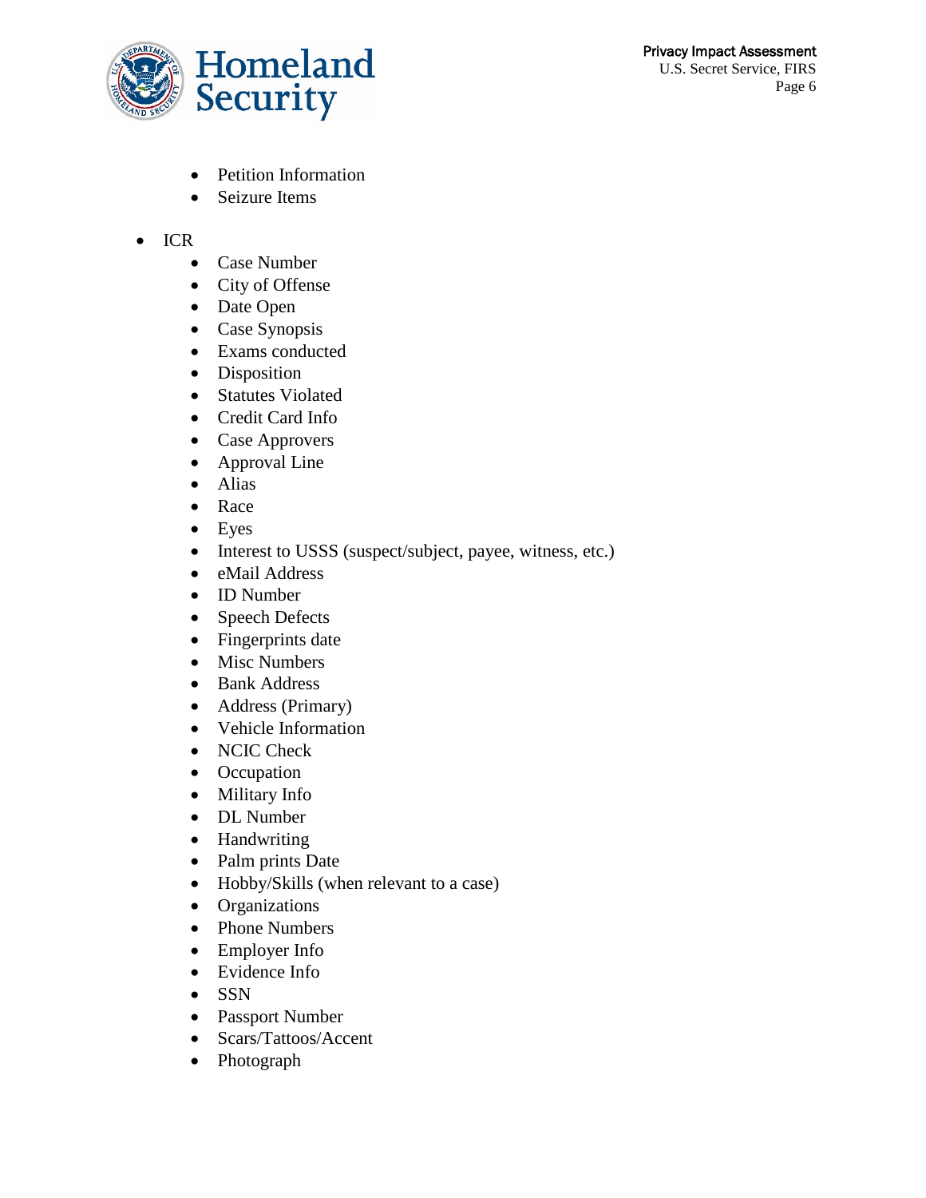- Petition Information
  - Seizure Items

- ICR
  - Case Number
  - City of Offense
  - Date Open
  - Case Synopsis
  - Exams conducted
  - Disposition
  - Statutes Violated
  - Credit Card Info
  - Case Approvers
  - Approval Line
  - Alias
  - Race
  - Eyes
  - Interest to USSS (suspect/subject, payee, witness, etc.)
  - eMail Address
  - ID Number
  - Speech Defects
  - Fingerprints date
  - Misc Numbers
  - Bank Address
  - Address (Primary)
  - Vehicle Information
  - NCIC Check
  - Occupation
  - Military Info
  - DL Number
  - Handwriting
  - Palm prints Date
  - Hobby/Skills (when relevant to a case)
  - Organizations
  - Phone Numbers
  - Employer Info
  - Evidence Info
  - SSN
  - Passport Number
  - Scars/Tattoos/Accent
  - Photograph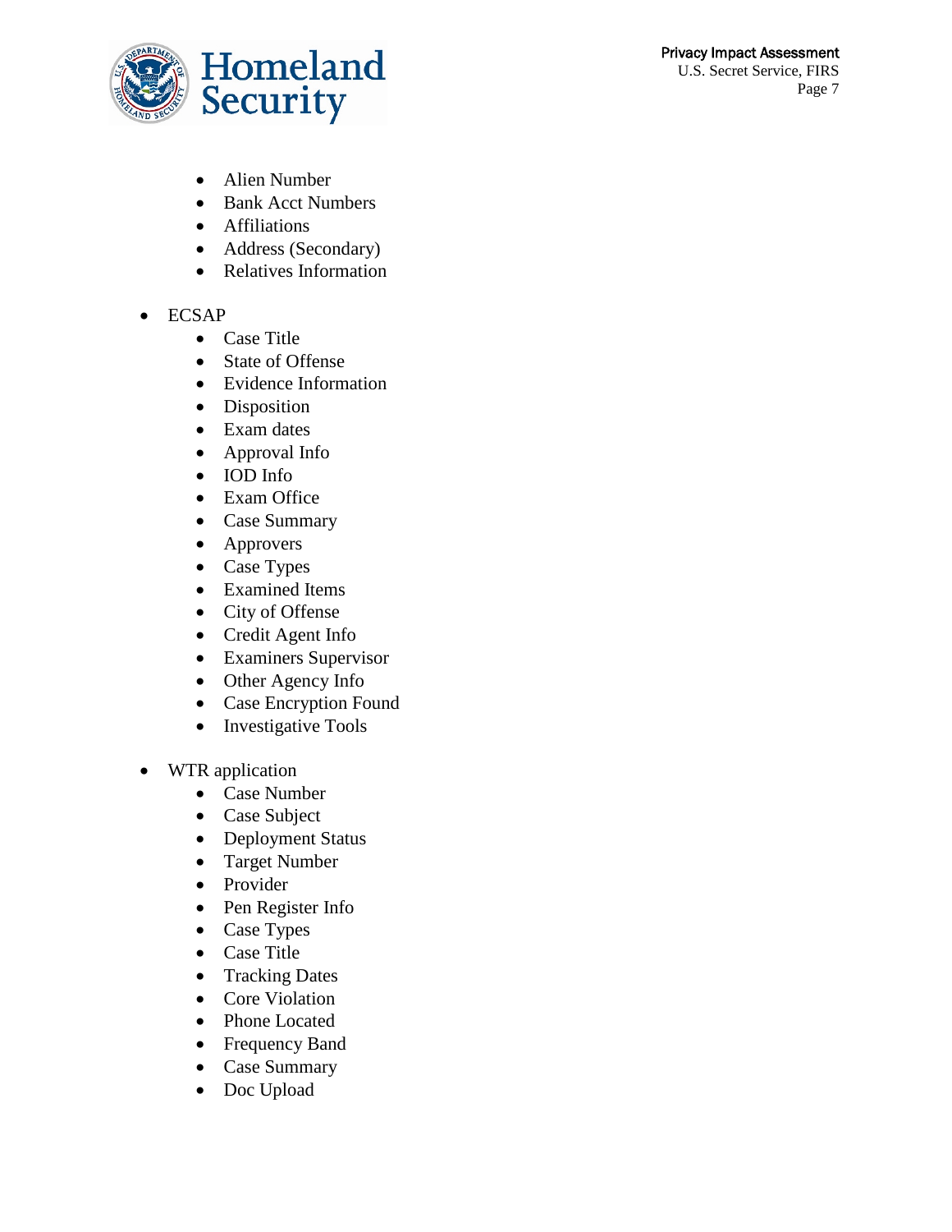- Alien Number
    - Bank Acct Numbers
    - Affiliations
    - Address (Secondary)
    - Relatives Information

- ECSAP
    - Case Title
    - State of Offense
    - Evidence Information
    - Disposition
    - Exam dates
    - Approval Info
    - IOD Info
    - Exam Office
    - Case Summary
    - Approvers
    - Case Types
    - Examined Items
    - City of Offense
    - Credit Agent Info
    - Examiners Supervisor
    - Other Agency Info
    - Case Encryption Found
    - Investigative Tools

- WTR application
    - Case Number
    - Case Subject
    - Deployment Status
    - Target Number
    - Provider
    - Pen Register Info
    - Case Types
    - Case Title
    - Tracking Dates
    - Core Violation
    - Phone Located
    - Frequency Band
    - Case Summary
    - Doc Upload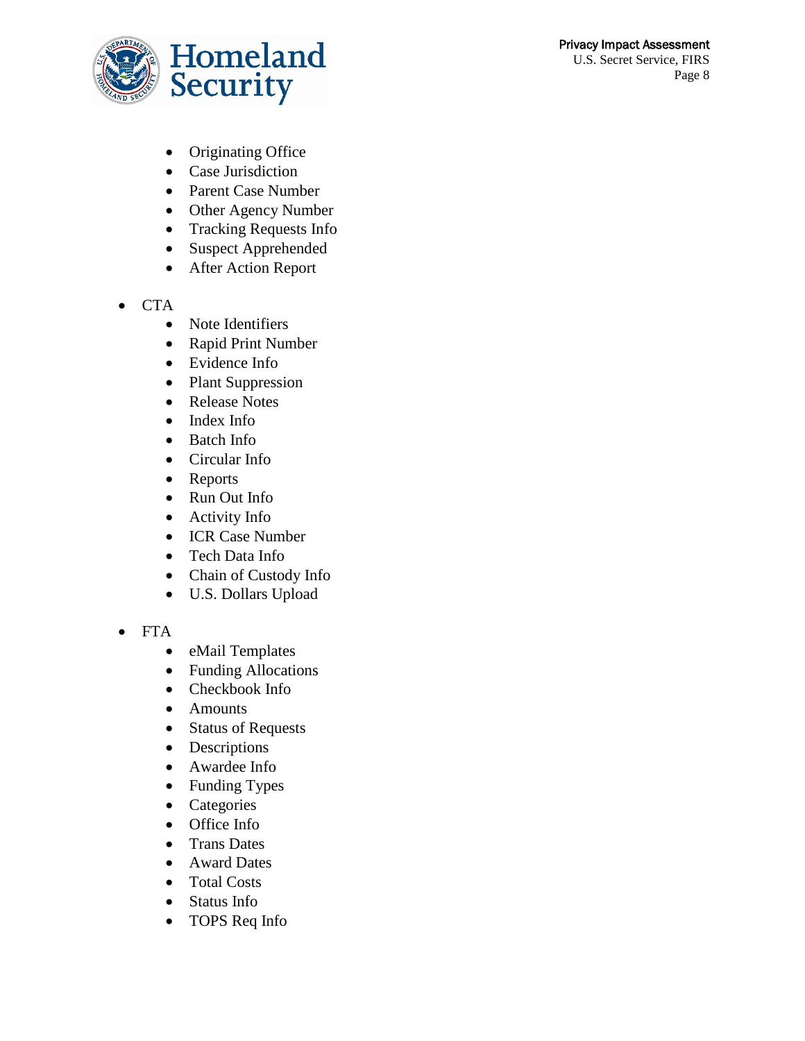- Originating Office
    - Case Jurisdiction
    - Parent Case Number
    - Other Agency Number
    - Tracking Requests Info
    - Suspect Apprehended
    - After Action Report

- CTA
    - Note Identifiers
    - Rapid Print Number
    - Evidence Info
    - Plant Suppression
    - Release Notes
    - Index Info
    - Batch Info
    - Circular Info
    - Reports
    - Run Out Info
    - Activity Info
    - ICR Case Number
    - Tech Data Info
    - Chain of Custody Info
    - U.S. Dollars Upload

- FTA
    - eMail Templates
    - Funding Allocations
    - Checkbook Info
    - Amounts
    - Status of Requests
    - Descriptions
    - Awardee Info
    - Funding Types
    - Categories
    - Office Info
    - Trans Dates
    - Award Dates
    - Total Costs
    - Status Info
    - TOPS Req Info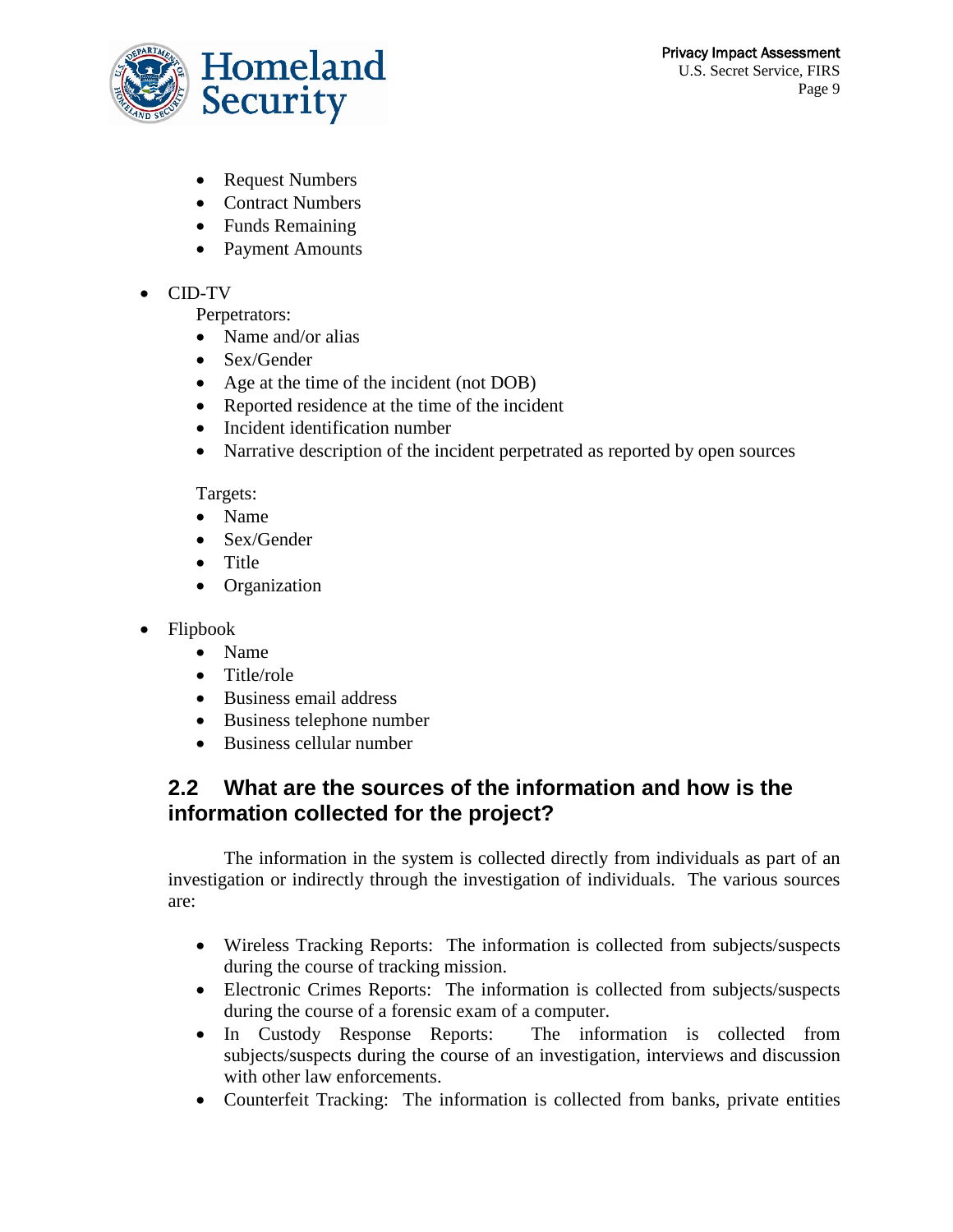- Request Numbers
- Contract Numbers
- Funds Remaining
- Payment Amounts

- CID-TV

  Perpetrators:
  - Name and/or alias
  - Sex/Gender
  - Age at the time of the incident (not DOB)
  - Reported residence at the time of the incident
  - Incident identification number
  - Narrative description of the incident perpetrated as reported by open sources

  Targets:
  - Name
  - Sex/Gender
  - Title
  - Organization

- Flipbook
  - Name
  - Title/role
  - Business email address
  - Business telephone number
  - Business cellular number

## 2.2 What are the sources of the information and how is the information collected for the project?

The information in the system is collected directly from individuals as part of an investigation or indirectly through the investigation of individuals. The various sources are:

- Wireless Tracking Reports: The information is collected from subjects/suspects during the course of tracking mission.
- Electronic Crimes Reports: The information is collected from subjects/suspects during the course of a forensic exam of a computer.
- In Custody Response Reports: The information is collected from subjects/suspects during the course of an investigation, interviews and discussion with other law enforcements.
- Counterfeit Tracking: The information is collected from banks, private entities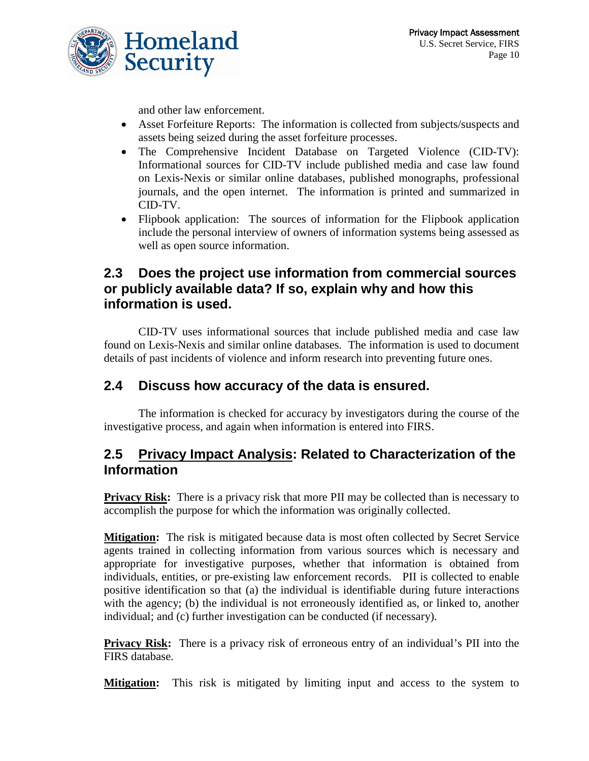and other law enforcement.

- Asset Forfeiture Reports: The information is collected from subjects/suspects and assets being seized during the asset forfeiture processes.
- The Comprehensive Incident Database on Targeted Violence (CID-TV): Informational sources for CID-TV include published media and case law found on Lexis-Nexis or similar online databases, published monographs, professional journals, and the open internet. The information is printed and summarized in CID-TV.
- Flipbook application: The sources of information for the Flipbook application include the personal interview of owners of information systems being assessed as well as open source information.

## 2.3 Does the project use information from commercial sources or publicly available data? If so, explain why and how this information is used.

CID-TV uses informational sources that include published media and case law found on Lexis-Nexis and similar online databases. The information is used to document details of past incidents of violence and inform research into preventing future ones.

## 2.4 Discuss how accuracy of the data is ensured.

The information is checked for accuracy by investigators during the course of the investigative process, and again when information is entered into FIRS.

## 2.5 Privacy Impact Analysis: Related to Characterization of the Information

**Privacy Risk:** There is a privacy risk that more PII may be collected than is necessary to accomplish the purpose for which the information was originally collected.

**Mitigation:** The risk is mitigated because data is most often collected by Secret Service agents trained in collecting information from various sources which is necessary and appropriate for investigative purposes, whether that information is obtained from individuals, entities, or pre-existing law enforcement records. PII is collected to enable positive identification so that (a) the individual is identifiable during future interactions with the agency; (b) the individual is not erroneously identified as, or linked to, another individual; and (c) further investigation can be conducted (if necessary).

**Privacy Risk:** There is a privacy risk of erroneous entry of an individual's PII into the FIRS database.

**Mitigation:** This risk is mitigated by limiting input and access to the system to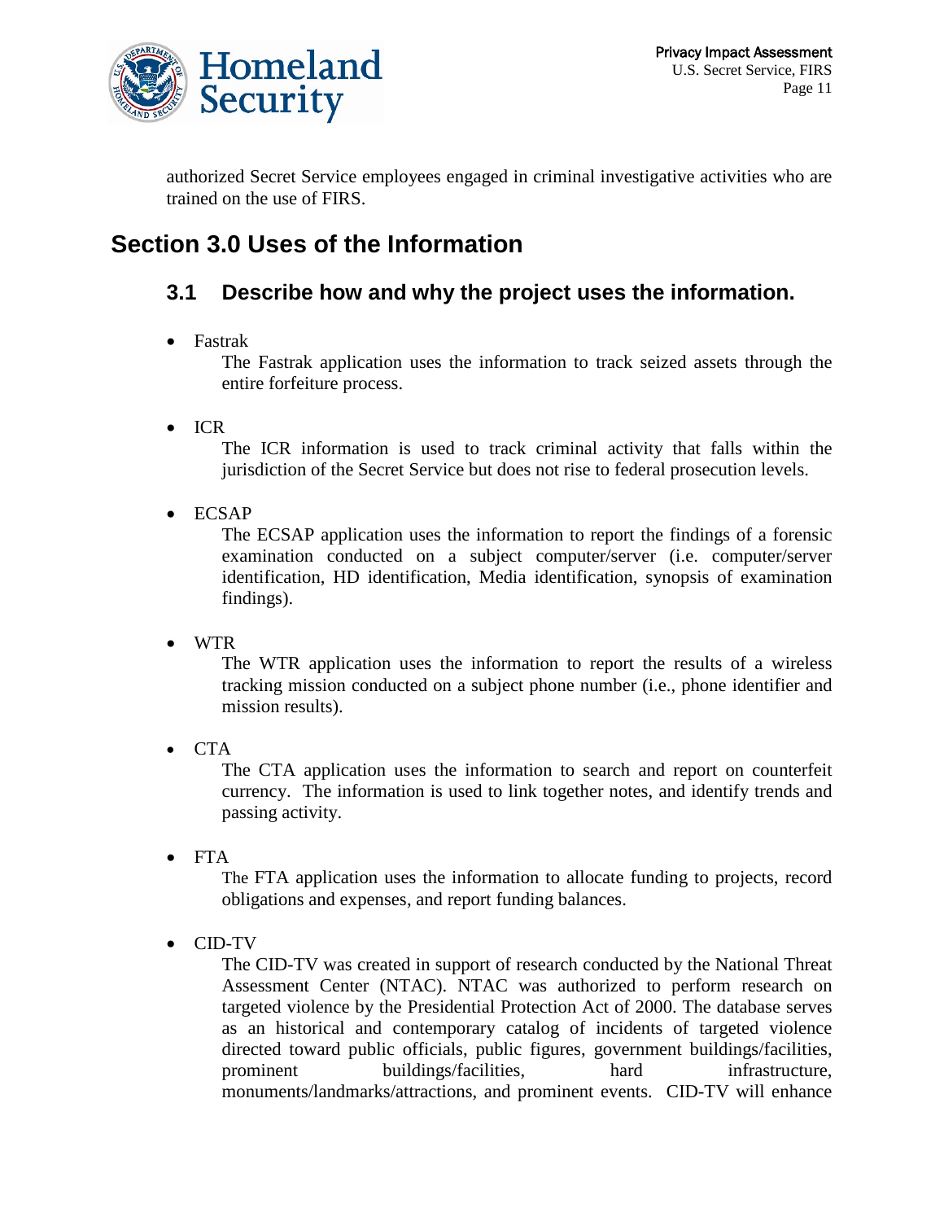authorized Secret Service employees engaged in criminal investigative activities who are trained on the use of FIRS.

# Section 3.0 Uses of the Information

## 3.1 Describe how and why the project uses the information.

- Fastrak

  The Fastrak application uses the information to track seized assets through the entire forfeiture process.

- ICR

  The ICR information is used to track criminal activity that falls within the jurisdiction of the Secret Service but does not rise to federal prosecution levels.

- ECSAP

  The ECSAP application uses the information to report the findings of a forensic examination conducted on a subject computer/server (i.e. computer/server identification, HD identification, Media identification, synopsis of examination findings).

- WTR

  The WTR application uses the information to report the results of a wireless tracking mission conducted on a subject phone number (i.e., phone identifier and mission results).

- CTA

  The CTA application uses the information to search and report on counterfeit currency. The information is used to link together notes, and identify trends and passing activity.

- FTA

  The FTA application uses the information to allocate funding to projects, record obligations and expenses, and report funding balances.

- CID-TV

  The CID-TV was created in support of research conducted by the National Threat Assessment Center (NTAC). NTAC was authorized to perform research on targeted violence by the Presidential Protection Act of 2000. The database serves as an historical and contemporary catalog of incidents of targeted violence directed toward public officials, public figures, government buildings/facilities, prominent buildings/facilities, hard infrastructure, monuments/landmarks/attractions, and prominent events. CID-TV will enhance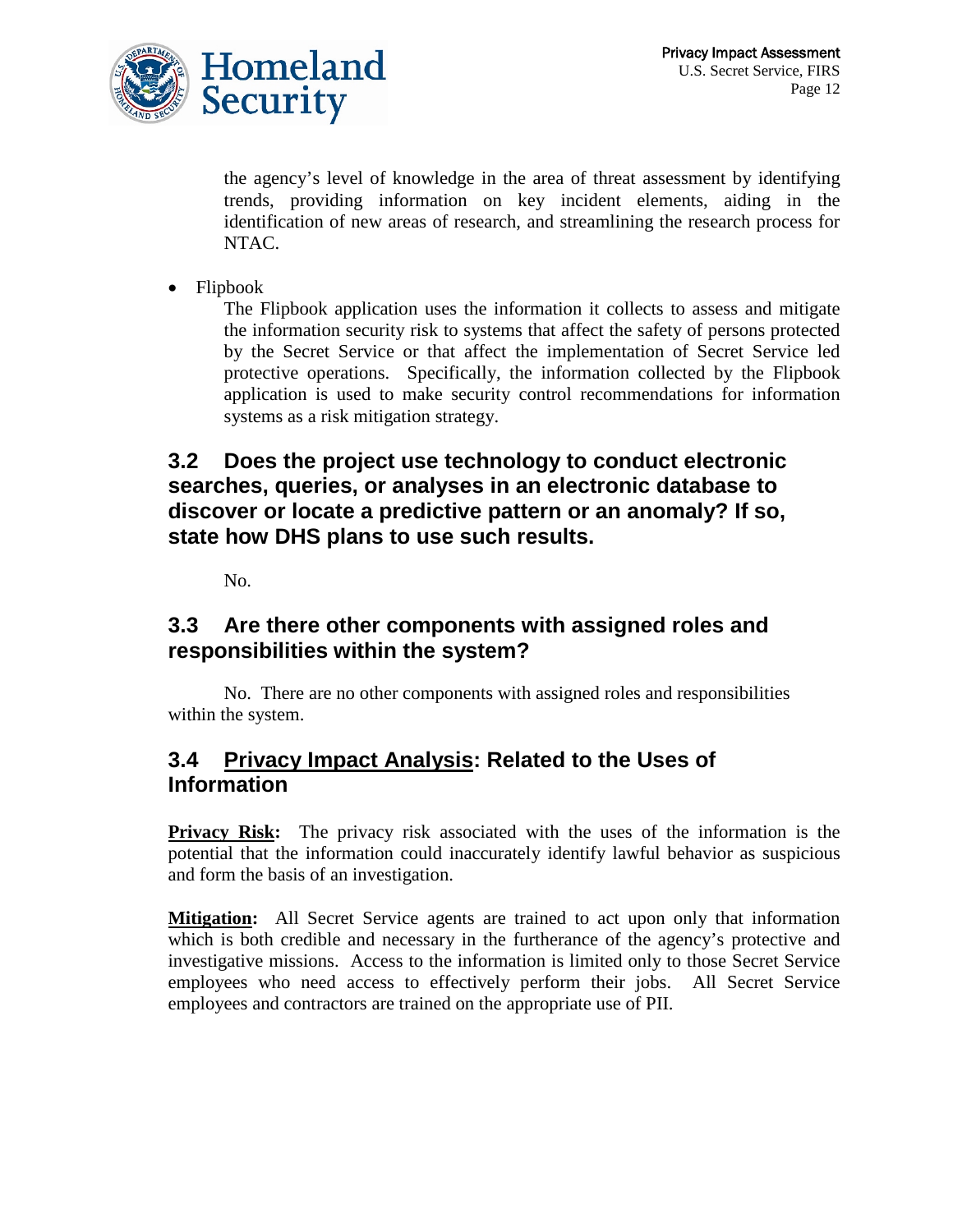the agency's level of knowledge in the area of threat assessment by identifying trends, providing information on key incident elements, aiding in the identification of new areas of research, and streamlining the research process for NTAC.

- Flipbook

  The Flipbook application uses the information it collects to assess and mitigate the information security risk to systems that affect the safety of persons protected by the Secret Service or that affect the implementation of Secret Service led protective operations. Specifically, the information collected by the Flipbook application is used to make security control recommendations for information systems as a risk mitigation strategy.

## 3.2 Does the project use technology to conduct electronic searches, queries, or analyses in an electronic database to discover or locate a predictive pattern or an anomaly? If so, state how DHS plans to use such results.

No.

## 3.3 Are there other components with assigned roles and responsibilities within the system?

No. There are no other components with assigned roles and responsibilities within the system.

## 3.4 Privacy Impact Analysis: Related to the Uses of Information

**Privacy Risk:** The privacy risk associated with the uses of the information is the potential that the information could inaccurately identify lawful behavior as suspicious and form the basis of an investigation.

**Mitigation:** All Secret Service agents are trained to act upon only that information which is both credible and necessary in the furtherance of the agency's protective and investigative missions. Access to the information is limited only to those Secret Service employees who need access to effectively perform their jobs. All Secret Service employees and contractors are trained on the appropriate use of PII.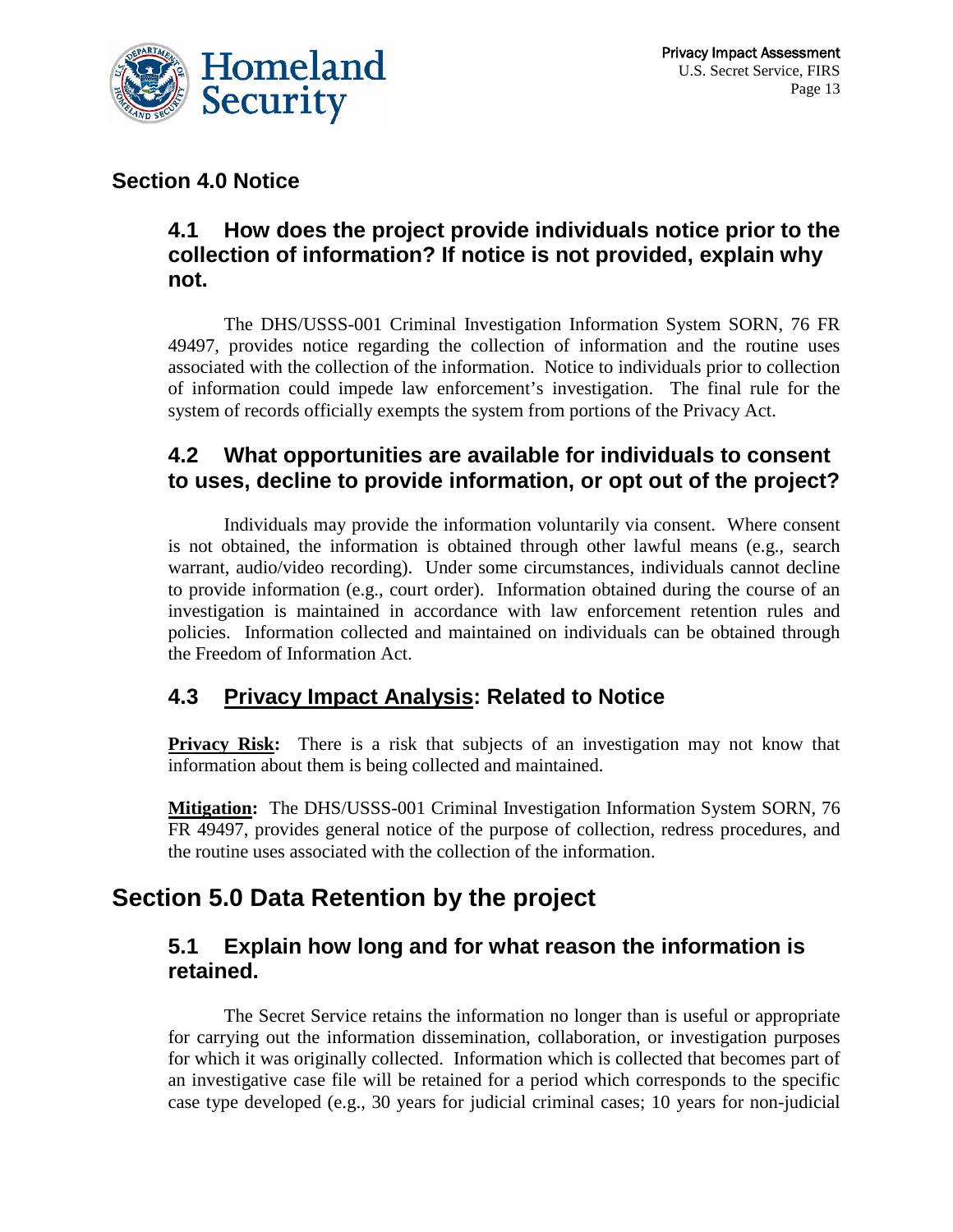## Section 4.0 Notice

### 4.1 How does the project provide individuals notice prior to the collection of information? If notice is not provided, explain why not.

The DHS/USSS-001 Criminal Investigation Information System SORN, 76 FR 49497, provides notice regarding the collection of information and the routine uses associated with the collection of the information. Notice to individuals prior to collection of information could impede law enforcement's investigation. The final rule for the system of records officially exempts the system from portions of the Privacy Act.

### 4.2 What opportunities are available for individuals to consent to uses, decline to provide information, or opt out of the project?

Individuals may provide the information voluntarily via consent. Where consent is not obtained, the information is obtained through other lawful means (e.g., search warrant, audio/video recording). Under some circumstances, individuals cannot decline to provide information (e.g., court order). Information obtained during the course of an investigation is maintained in accordance with law enforcement retention rules and policies. Information collected and maintained on individuals can be obtained through the Freedom of Information Act.

### 4.3 Privacy Impact Analysis: Related to Notice

**Privacy Risk:** There is a risk that subjects of an investigation may not know that information about them is being collected and maintained.

**Mitigation:** The DHS/USSS-001 Criminal Investigation Information System SORN, 76 FR 49497, provides general notice of the purpose of collection, redress procedures, and the routine uses associated with the collection of the information.

## Section 5.0 Data Retention by the project

### 5.1 Explain how long and for what reason the information is retained.

The Secret Service retains the information no longer than is useful or appropriate for carrying out the information dissemination, collaboration, or investigation purposes for which it was originally collected. Information which is collected that becomes part of an investigative case file will be retained for a period which corresponds to the specific case type developed (e.g., 30 years for judicial criminal cases; 10 years for non-judicial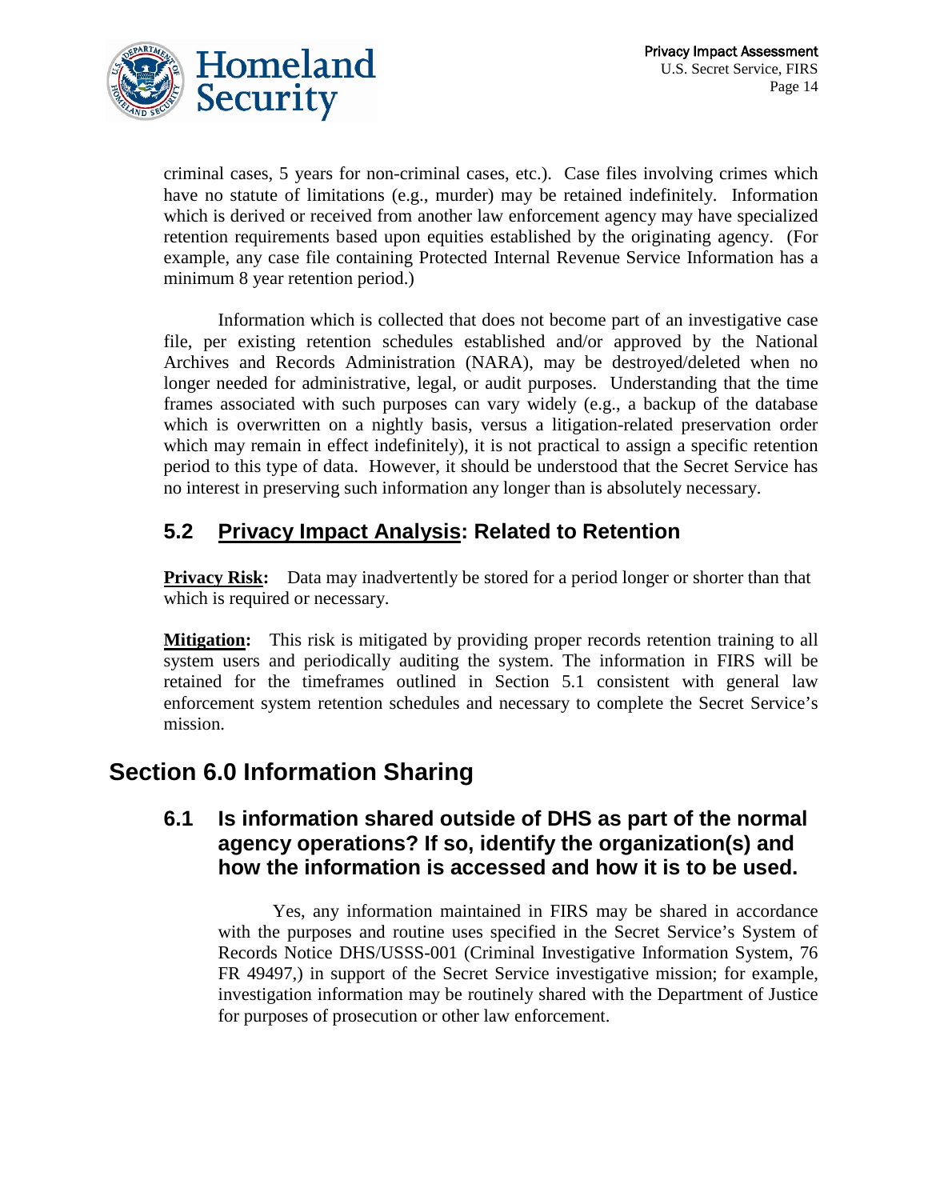criminal cases, 5 years for non-criminal cases, etc.). Case files involving crimes which have no statute of limitations (e.g., murder) may be retained indefinitely. Information which is derived or received from another law enforcement agency may have specialized retention requirements based upon equities established by the originating agency. (For example, any case file containing Protected Internal Revenue Service Information has a minimum 8 year retention period.)

Information which is collected that does not become part of an investigative case file, per existing retention schedules established and/or approved by the National Archives and Records Administration (NARA), may be destroyed/deleted when no longer needed for administrative, legal, or audit purposes. Understanding that the time frames associated with such purposes can vary widely (e.g., a backup of the database which is overwritten on a nightly basis, versus a litigation-related preservation order which may remain in effect indefinitely), it is not practical to assign a specific retention period to this type of data. However, it should be understood that the Secret Service has no interest in preserving such information any longer than is absolutely necessary.

## 5.2 Privacy Impact Analysis: Related to Retention

**Privacy Risk:** Data may inadvertently be stored for a period longer or shorter than that which is required or necessary.

**Mitigation:** This risk is mitigated by providing proper records retention training to all system users and periodically auditing the system. The information in FIRS will be retained for the timeframes outlined in Section 5.1 consistent with general law enforcement system retention schedules and necessary to complete the Secret Service's mission.

# Section 6.0 Information Sharing

## 6.1 Is information shared outside of DHS as part of the normal agency operations? If so, identify the organization(s) and how the information is accessed and how it is to be used.

Yes, any information maintained in FIRS may be shared in accordance with the purposes and routine uses specified in the Secret Service's System of Records Notice DHS/USSS-001 (Criminal Investigative Information System, 76 FR 49497,) in support of the Secret Service investigative mission; for example, investigation information may be routinely shared with the Department of Justice for purposes of prosecution or other law enforcement.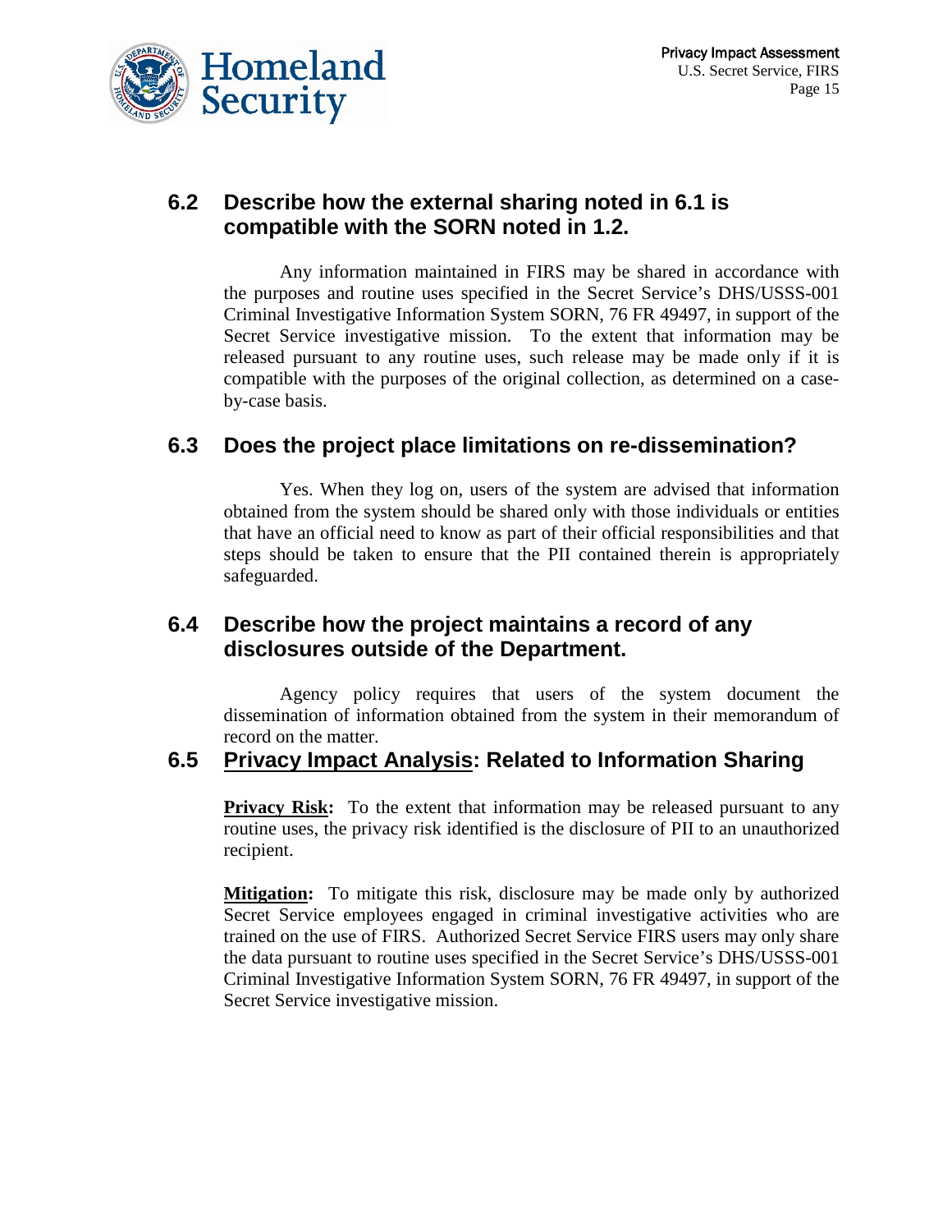## 6.2 Describe how the external sharing noted in 6.1 is compatible with the SORN noted in 1.2.

Any information maintained in FIRS may be shared in accordance with the purposes and routine uses specified in the Secret Service's DHS/USSS-001 Criminal Investigative Information System SORN, 76 FR 49497, in support of the Secret Service investigative mission. To the extent that information may be released pursuant to any routine uses, such release may be made only if it is compatible with the purposes of the original collection, as determined on a case-by-case basis.

## 6.3 Does the project place limitations on re-dissemination?

Yes. When they log on, users of the system are advised that information obtained from the system should be shared only with those individuals or entities that have an official need to know as part of their official responsibilities and that steps should be taken to ensure that the PII contained therein is appropriately safeguarded.

## 6.4 Describe how the project maintains a record of any disclosures outside of the Department.

Agency policy requires that users of the system document the dissemination of information obtained from the system in their memorandum of record on the matter.

## 6.5 Privacy Impact Analysis: Related to Information Sharing

**Privacy Risk:** To the extent that information may be released pursuant to any routine uses, the privacy risk identified is the disclosure of PII to an unauthorized recipient.

**Mitigation:** To mitigate this risk, disclosure may be made only by authorized Secret Service employees engaged in criminal investigative activities who are trained on the use of FIRS. Authorized Secret Service FIRS users may only share the data pursuant to routine uses specified in the Secret Service's DHS/USSS-001 Criminal Investigative Information System SORN, 76 FR 49497, in support of the Secret Service investigative mission.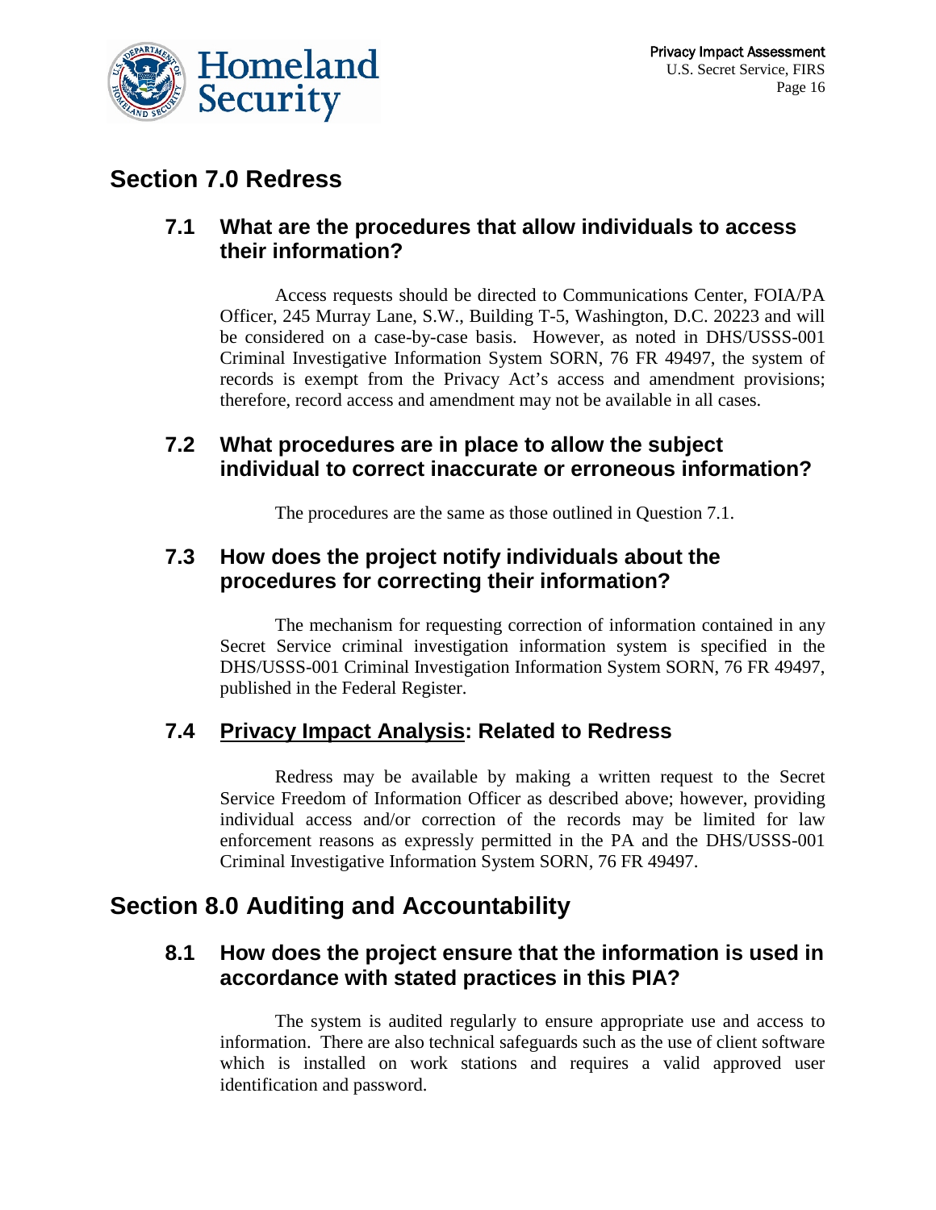## Section 7.0 Redress

### 7.1 What are the procedures that allow individuals to access their information?

Access requests should be directed to Communications Center, FOIA/PA Officer, 245 Murray Lane, S.W., Building T-5, Washington, D.C. 20223 and will be considered on a case-by-case basis. However, as noted in DHS/USSS-001 Criminal Investigative Information System SORN, 76 FR 49497, the system of records is exempt from the Privacy Act's access and amendment provisions; therefore, record access and amendment may not be available in all cases.

### 7.2 What procedures are in place to allow the subject individual to correct inaccurate or erroneous information?

The procedures are the same as those outlined in Question 7.1.

### 7.3 How does the project notify individuals about the procedures for correcting their information?

The mechanism for requesting correction of information contained in any Secret Service criminal investigation information system is specified in the DHS/USSS-001 Criminal Investigation Information System SORN, 76 FR 49497, published in the Federal Register.

### 7.4 Privacy Impact Analysis: Related to Redress

Redress may be available by making a written request to the Secret Service Freedom of Information Officer as described above; however, providing individual access and/or correction of the records may be limited for law enforcement reasons as expressly permitted in the PA and the DHS/USSS-001 Criminal Investigative Information System SORN, 76 FR 49497.

## Section 8.0 Auditing and Accountability

### 8.1 How does the project ensure that the information is used in accordance with stated practices in this PIA?

The system is audited regularly to ensure appropriate use and access to information. There are also technical safeguards such as the use of client software which is installed on work stations and requires a valid approved user identification and password.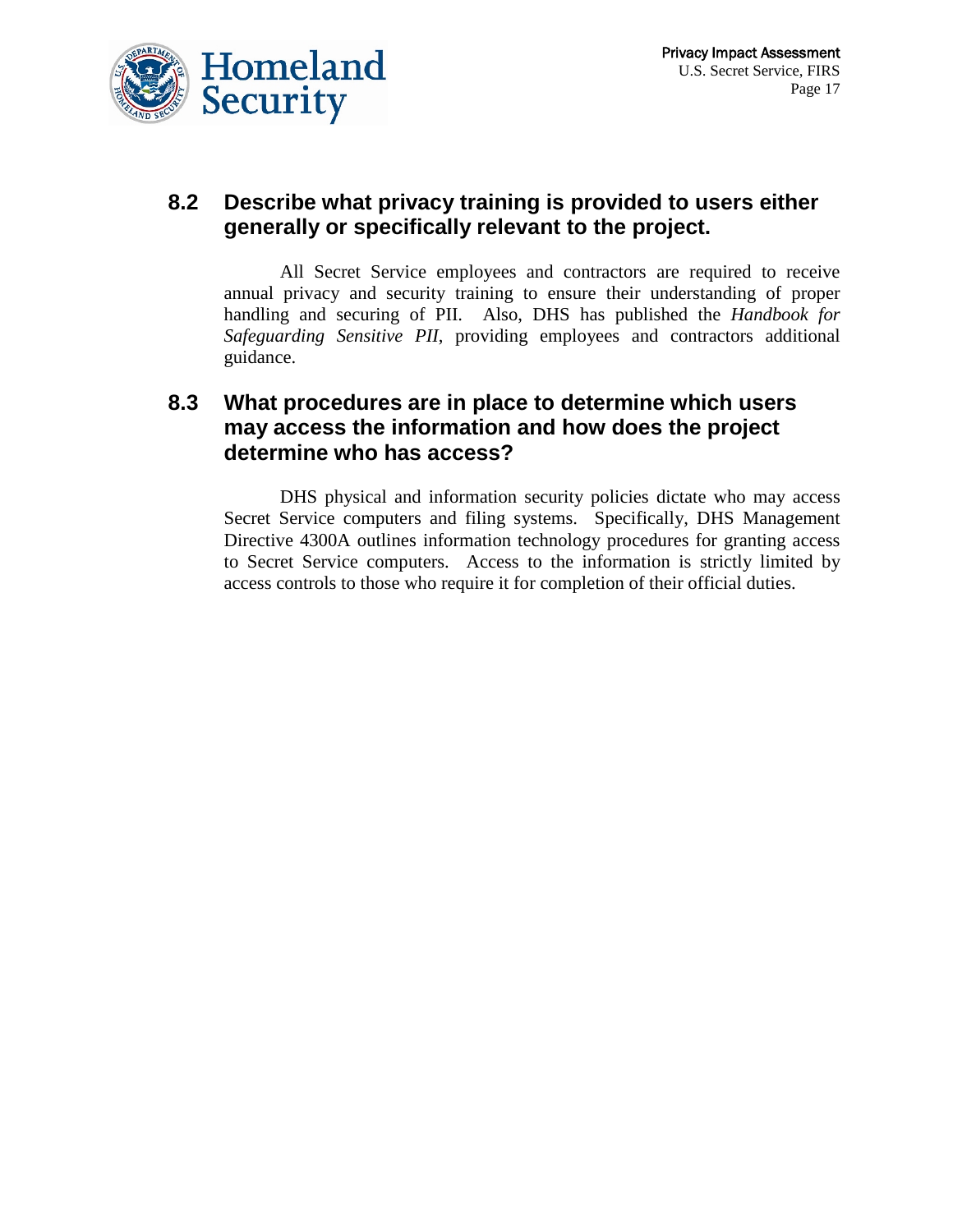## 8.2 Describe what privacy training is provided to users either generally or specifically relevant to the project.

All Secret Service employees and contractors are required to receive annual privacy and security training to ensure their understanding of proper handling and securing of PII. Also, DHS has published the *Handbook for Safeguarding Sensitive PII*, providing employees and contractors additional guidance.

## 8.3 What procedures are in place to determine which users may access the information and how does the project determine who has access?

DHS physical and information security policies dictate who may access Secret Service computers and filing systems. Specifically, DHS Management Directive 4300A outlines information technology procedures for granting access to Secret Service computers. Access to the information is strictly limited by access controls to those who require it for completion of their official duties.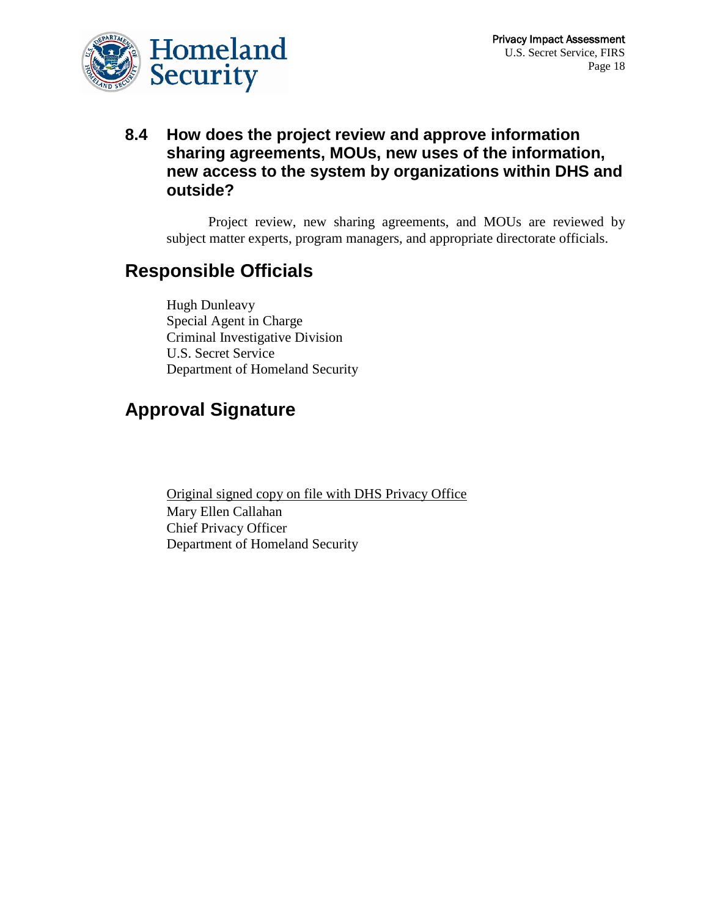### 8.4 How does the project review and approve information sharing agreements, MOUs, new uses of the information, new access to the system by organizations within DHS and outside?

Project review, new sharing agreements, and MOUs are reviewed by subject matter experts, program managers, and appropriate directorate officials.

## Responsible Officials

Hugh Dunleavy
Special Agent in Charge
Criminal Investigative Division
U.S. Secret Service
Department of Homeland Security

## Approval Signature

Original signed copy on file with DHS Privacy Office
Mary Ellen Callahan
Chief Privacy Officer
Department of Homeland Security